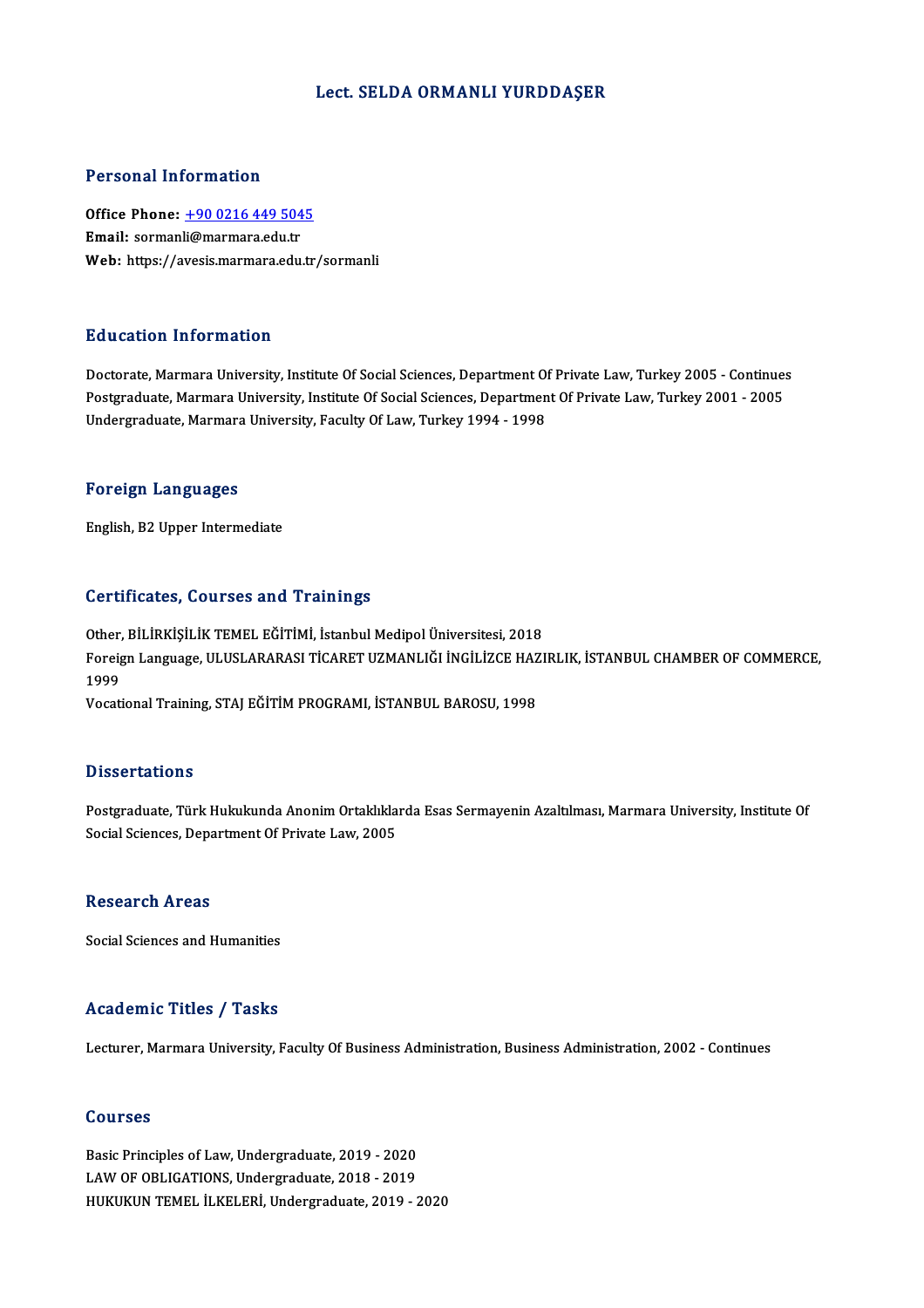# Lect. SELDA ORMANLI YURDDAŞER

## Personal Information

**Office Phone:** +90 0216 449 5045
**Email:** sormanli@marmara.edu.tr
**Web:** https://avesis.marmara.edu.tr/sormanli

## Education Information

Doctorate, Marmara University, Institute Of Social Sciences, Department Of Private Law, Turkey 2005 - Continues
Postgraduate, Marmara University, Institute Of Social Sciences, Department Of Private Law, Turkey 2001 - 2005
Undergraduate, Marmara University, Faculty Of Law, Turkey 1994 - 1998

## Foreign Languages

English, B2 Upper Intermediate

## Certificates, Courses and Trainings

Other, BİLİRKİŞİLİK TEMEL EĞİTİMİ, İstanbul Medipol Üniversitesi, 2018
Foreign Language, ULUSLARARASI TİCARET UZMANLIĞI İNGİLİZCE HAZIRLIK, İSTANBUL CHAMBER OF COMMERCE, 1999
Vocational Training, STAJ EĞİTİM PROGRAMI, İSTANBUL BAROSU, 1998

## Dissertations

Postgraduate, Türk Hukukunda Anonim Ortaklıklarda Esas Sermayenin Azaltılması, Marmara University, Institute Of Social Sciences, Department Of Private Law, 2005

## Research Areas

Social Sciences and Humanities

## Academic Titles / Tasks

Lecturer, Marmara University, Faculty Of Business Administration, Business Administration, 2002 - Continues

## Courses

Basic Principles of Law, Undergraduate, 2019 - 2020
LAW OF OBLIGATIONS, Undergraduate, 2018 - 2019
HUKUKUN TEMEL İLKELERİ, Undergraduate, 2019 - 2020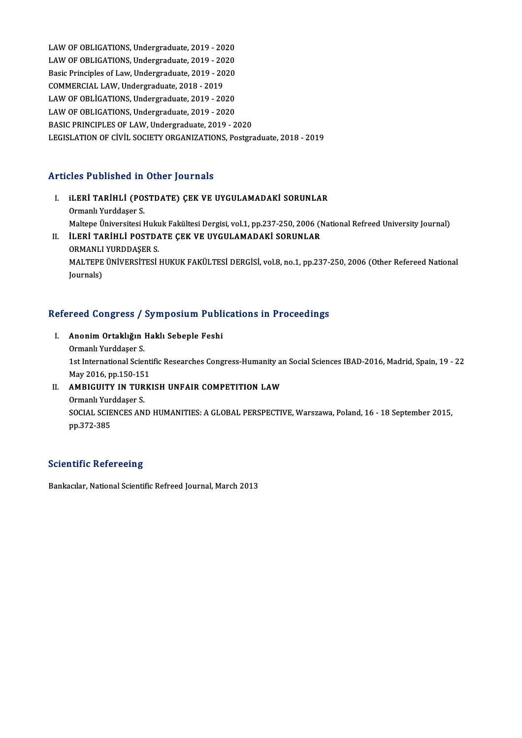LAW OF OBLIGATIONS, Undergraduate, 2019 - 2020
LAW OF OBLIGATIONS, Undergraduate, 2019 - 2020
Basic Principles of Law, Undergraduate, 2019 - 2020
COMMERCIAL LAW, Undergraduate, 2018 - 2019
LAW OF OBLİGATIONS, Undergraduate, 2019 - 2020
LAW OF OBLIGATIONS, Undergraduate, 2019 - 2020
BASIC PRINCIPLES OF LAW, Undergraduate, 2019 - 2020
LEGISLATION OF CİVİL SOCIETY ORGANIZATIONS, Postgraduate, 2018 - 2019

## Articles Published in Other Journals

I. **iLERİ TARİHLİ (POSTDATE) ÇEK VE UYGULAMADAKİ SORUNLAR**
   Ormanlı Yurddaşer S.
   Maltepe Üniversitesi Hukuk Fakültesi Dergisi, vol.1, pp.237-250, 2006 (National Refreed University Journal)
II. **İLERİ TARİHLİ POSTDATE ÇEK VE UYGULAMADAKİ SORUNLAR**
   ORMANLI YURDDAŞER S.
   MALTEPE ÜNİVERSİTESİ HUKUK FAKÜLTESİ DERGİSİ, vol.8, no.1, pp.237-250, 2006 (Other Refereed National Journals)

## Refereed Congress / Symposium Publications in Proceedings

I. **Anonim Ortaklığın Haklı Sebeple Feshi**
   Ormanlı Yurddaşer S.
   1st International Scientific Researches Congress-Humanity an Social Sciences IBAD-2016, Madrid, Spain, 19 - 22 May 2016, pp.150-151
II. **AMBIGUITY IN TURKISH UNFAIR COMPETITION LAW**
   Ormanlı Yurddaşer S.
   SOCIAL SCIENCES AND HUMANITIES: A GLOBAL PERSPECTIVE, Warszawa, Poland, 16 - 18 September 2015, pp.372-385

## Scientific Refereeing

Bankacılar, National Scientific Refreed Journal, March 2013